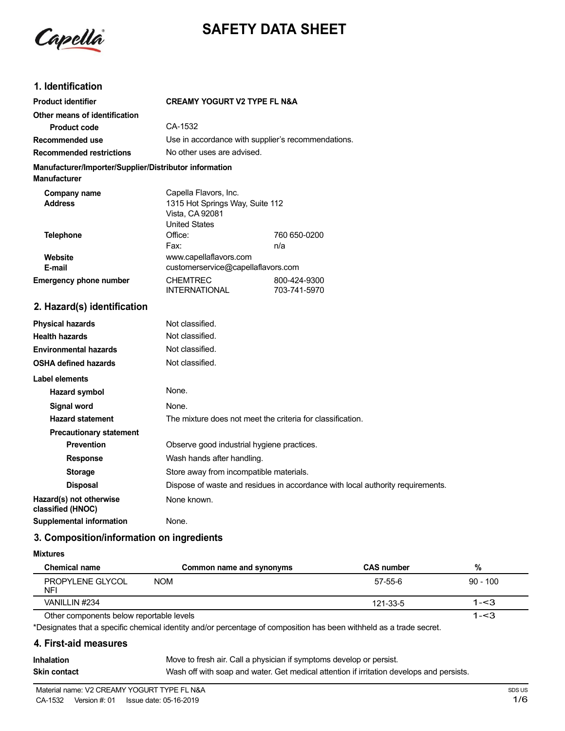# SAFETY DATA SHEET

## 1. Identification

| | |
|---|---|
| **Product identifier** | **CREAMY YOGURT V2 TYPE FL N&A** |
| **Other means of identification** | |
| **Product code** | CA-1532 |
| **Recommended use** | Use in accordance with supplier's recommendations. |
| **Recommended restrictions** | No other uses are advised. |

**Manufacturer/Importer/Supplier/Distributor information**

**Manufacturer**

| | | |
|---|---|---|
| **Company name** | Capella Flavors, Inc. | |
| **Address** | 1315 Hot Springs Way, Suite 112<br>Vista, CA 92081<br>United States | |
| **Telephone** | Office: | 760 650-0200 |
| | Fax: | n/a |
| **Website** | www.capellaflavors.com | |
| **E-mail** | customerservice@capellaflavors.com | |
| **Emergency phone number** | CHEMTREC | 800-424-9300 |
| | INTERNATIONAL | 703-741-5970 |

## 2. Hazard(s) identification

| | |
|---|---|
| **Physical hazards** | Not classified. |
| **Health hazards** | Not classified. |
| **Environmental hazards** | Not classified. |
| **OSHA defined hazards** | Not classified. |

**Label elements**

| | |
|---|---|
| **Hazard symbol** | None. |
| **Signal word** | None. |
| **Hazard statement** | The mixture does not meet the criteria for classification. |
| **Precautionary statement** | |
| **Prevention** | Observe good industrial hygiene practices. |
| **Response** | Wash hands after handling. |
| **Storage** | Store away from incompatible materials. |
| **Disposal** | Dispose of waste and residues in accordance with local authority requirements. |
| **Hazard(s) not otherwise classified (HNOC)** | None known. |
| **Supplemental information** | None. |

## 3. Composition/information on ingredients

**Mixtures**

| Chemical name | Common name and synonyms | CAS number | % |
|---|---|---|---|
| PROPYLENE GLYCOL NFI | NOM | 57-55-6 | 90 - 100 |
| VANILLIN #234 | | 121-33-5 | 1-<3 |
| Other components below reportable levels | | | 1-<3 |

*Designates that a specific chemical identity and/or percentage of composition has been withheld as a trade secret.

## 4. First-aid measures

| | |
|---|---|
| **Inhalation** | Move to fresh air. Call a physician if symptoms develop or persist. |
| **Skin contact** | Wash off with soap and water. Get medical attention if irritation develops and persists. |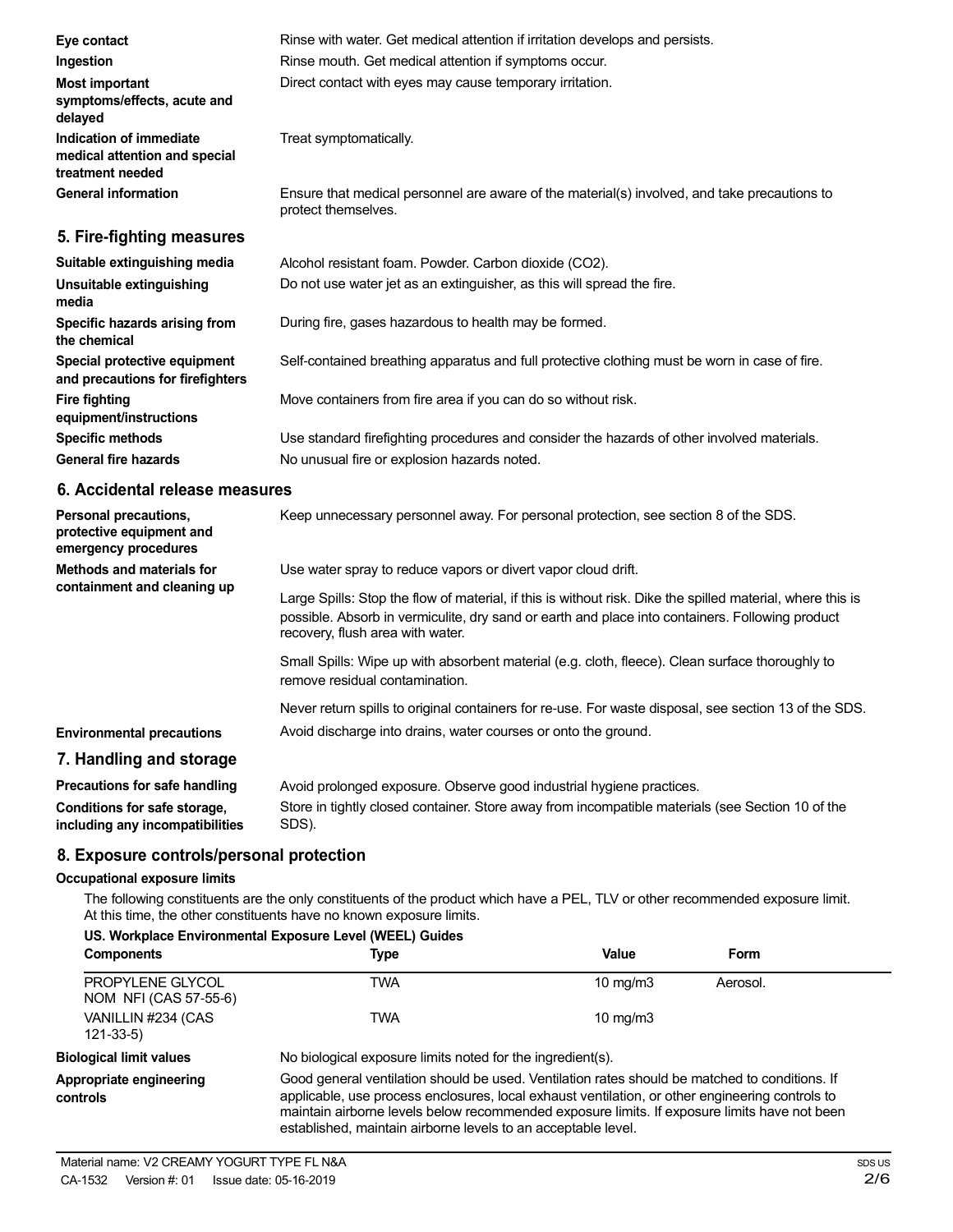| | |
|---|---|
| **Eye contact** | Rinse with water. Get medical attention if irritation develops and persists. |
| **Ingestion** | Rinse mouth. Get medical attention if symptoms occur. |
| **Most important symptoms/effects, acute and delayed** | Direct contact with eyes may cause temporary irritation. |
| **Indication of immediate medical attention and special treatment needed** | Treat symptomatically. |
| **General information** | Ensure that medical personnel are aware of the material(s) involved, and take precautions to protect themselves. |

## 5. Fire-fighting measures

| | |
|---|---|
| **Suitable extinguishing media** | Alcohol resistant foam. Powder. Carbon dioxide ($CO_2$). |
| **Unsuitable extinguishing media** | Do not use water jet as an extinguisher, as this will spread the fire. |
| **Specific hazards arising from the chemical** | During fire, gases hazardous to health may be formed. |
| **Special protective equipment and precautions for firefighters** | Self-contained breathing apparatus and full protective clothing must be worn in case of fire. |
| **Fire fighting equipment/instructions** | Move containers from fire area if you can do so without risk. |
| **Specific methods** | Use standard firefighting procedures and consider the hazards of other involved materials. |
| **General fire hazards** | No unusual fire or explosion hazards noted. |

## 6. Accidental release measures

**Personal precautions, protective equipment and emergency procedures**
Keep unnecessary personnel away. For personal protection, see section 8 of the SDS.

**Methods and materials for containment and cleaning up**
Use water spray to reduce vapors or divert vapor cloud drift.

Large Spills: Stop the flow of material, if this is without risk. Dike the spilled material, where this is possible. Absorb in vermiculite, dry sand or earth and place into containers. Following product recovery, flush area with water.

Small Spills: Wipe up with absorbent material (e.g. cloth, fleece). Clean surface thoroughly to remove residual contamination.

Never return spills to original containers for re-use. For waste disposal, see section 13 of the SDS.

**Environmental precautions**
Avoid discharge into drains, water courses or onto the ground.

## 7. Handling and storage

| | |
|---|---|
| **Precautions for safe handling** | Avoid prolonged exposure. Observe good industrial hygiene practices. |
| **Conditions for safe storage, including any incompatibilities** | Store in tightly closed container. Store away from incompatible materials (see Section 10 of the SDS). |

## 8. Exposure controls/personal protection

### Occupational exposure limits

The following constituents are the only constituents of the product which have a PEL, TLV or other recommended exposure limit. At this time, the other constituents have no known exposure limits.

**US. Workplace Environmental Exposure Level (WEEL) Guides**

| Components | Type | Value | Form |
|---|---|---|---|
| PROPYLENE GLYCOL NOM NFI (CAS 57-55-6) | TWA | 10 mg/m3 | Aerosol. |
| VANILLIN #234 (CAS 121-33-5) | TWA | 10 mg/m3 | |

**Biological limit values**
No biological exposure limits noted for the ingredient(s).

**Appropriate engineering controls**
Good general ventilation should be used. Ventilation rates should be matched to conditions. If applicable, use process enclosures, local exhaust ventilation, or other engineering controls to maintain airborne levels below recommended exposure limits. If exposure limits have not been established, maintain airborne levels to an acceptable level.

Material name: V2 CREAMY YOGURT TYPE FL N&A
CA-1532 Version #: 01 Issue date: 05-16-2019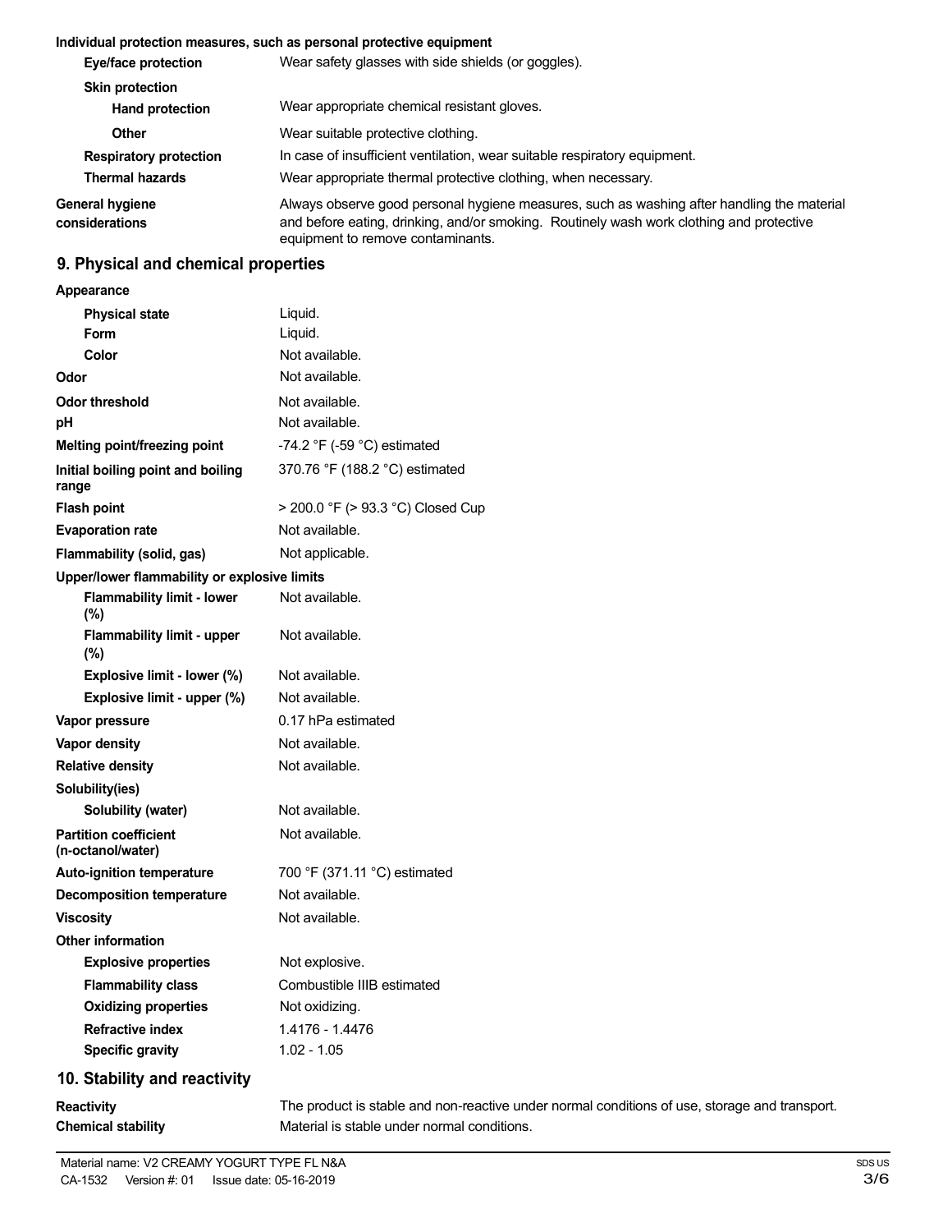**Individual protection measures, such as personal protective equipment**

| | |
|---|---|
| **Eye/face protection** | Wear safety glasses with side shields (or goggles). |
| **Skin protection** | |
| **Hand protection** | Wear appropriate chemical resistant gloves. |
| **Other** | Wear suitable protective clothing. |
| **Respiratory protection** | In case of insufficient ventilation, wear suitable respiratory equipment. |
| **Thermal hazards** | Wear appropriate thermal protective clothing, when necessary. |
| **General hygiene considerations** | Always observe good personal hygiene measures, such as washing after handling the material and before eating, drinking, and/or smoking. Routinely wash work clothing and protective equipment to remove contaminants. |

## 9. Physical and chemical properties

| | |
|---|---|
| **Appearance** | |
| **Physical state** | Liquid. |
| **Form** | Liquid. |
| **Color** | Not available. |
| **Odor** | Not available. |
| **Odor threshold** | Not available. |
| **pH** | Not available. |
| **Melting point/freezing point** | -74.2 °F (-59 °C) estimated |
| **Initial boiling point and boiling range** | 370.76 °F (188.2 °C) estimated |
| **Flash point** | > 200.0 °F (> 93.3 °C) Closed Cup |
| **Evaporation rate** | Not available. |
| **Flammability (solid, gas)** | Not applicable. |
| **Upper/lower flammability or explosive limits** | |
| **Flammability limit - lower (%)** | Not available. |
| **Flammability limit - upper (%)** | Not available. |
| **Explosive limit - lower (%)** | Not available. |
| **Explosive limit - upper (%)** | Not available. |
| **Vapor pressure** | 0.17 hPa estimated |
| **Vapor density** | Not available. |
| **Relative density** | Not available. |
| **Solubility(ies)** | |
| **Solubility (water)** | Not available. |
| **Partition coefficient (n-octanol/water)** | Not available. |
| **Auto-ignition temperature** | 700 °F (371.11 °C) estimated |
| **Decomposition temperature** | Not available. |
| **Viscosity** | Not available. |
| **Other information** | |
| **Explosive properties** | Not explosive. |
| **Flammability class** | Combustible IIIB estimated |
| **Oxidizing properties** | Not oxidizing. |
| **Refractive index** | 1.4176 - 1.4476 |
| **Specific gravity** | 1.02 - 1.05 |

## 10. Stability and reactivity

| | |
|---|---|
| **Reactivity** | The product is stable and non-reactive under normal conditions of use, storage and transport. |
| **Chemical stability** | Material is stable under normal conditions. |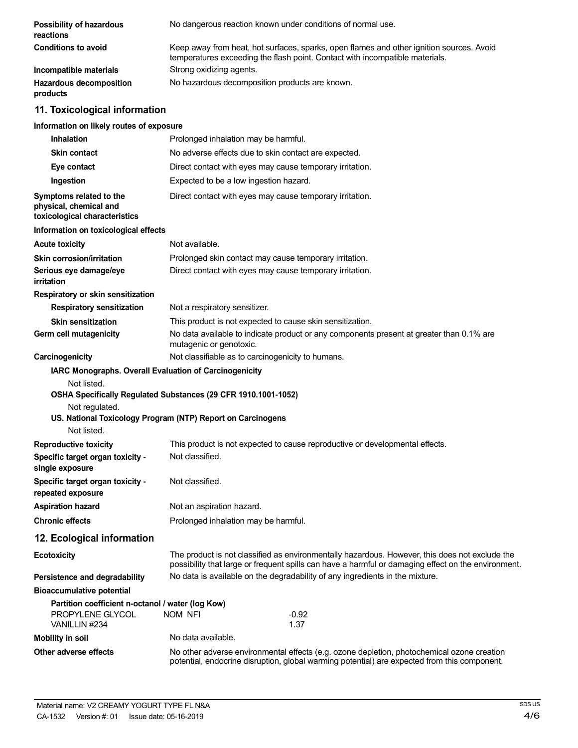**Possibility of hazardous reactions** No dangerous reaction known under conditions of normal use.

**Conditions to avoid** Keep away from heat, hot surfaces, sparks, open flames and other ignition sources. Avoid temperatures exceeding the flash point. Contact with incompatible materials.

**Incompatible materials** Strong oxidizing agents.

**Hazardous decomposition products** No hazardous decomposition products are known.

## 11. Toxicological information

**Information on likely routes of exposure**

**Inhalation** Prolonged inhalation may be harmful.

**Skin contact** No adverse effects due to skin contact are expected.

**Eye contact** Direct contact with eyes may cause temporary irritation.

**Ingestion** Expected to be a low ingestion hazard.

**Symptoms related to the physical, chemical and toxicological characteristics** Direct contact with eyes may cause temporary irritation.

**Information on toxicological effects**

**Acute toxicity** Not available.

**Skin corrosion/irritation** Prolonged skin contact may cause temporary irritation.

**Serious eye damage/eye irritation** Direct contact with eyes may cause temporary irritation.

**Respiratory or skin sensitization**

**Respiratory sensitization** Not a respiratory sensitizer.

**Skin sensitization** This product is not expected to cause skin sensitization.

**Germ cell mutagenicity** No data available to indicate product or any components present at greater than 0.1% are mutagenic or genotoxic.

**Carcinogenicity** Not classifiable as to carcinogenicity to humans.

**IARC Monographs. Overall Evaluation of Carcinogenicity**

Not listed.

**OSHA Specifically Regulated Substances (29 CFR 1910.1001-1052)**

Not regulated.

**US. National Toxicology Program (NTP) Report on Carcinogens**

Not listed.

**Reproductive toxicity** This product is not expected to cause reproductive or developmental effects.

**Specific target organ toxicity - single exposure** Not classified.

**Specific target organ toxicity - repeated exposure** Not classified.

**Aspiration hazard** Not an aspiration hazard.

**Chronic effects** Prolonged inhalation may be harmful.

## 12. Ecological information

**Ecotoxicity** The product is not classified as environmentally hazardous. However, this does not exclude the possibility that large or frequent spills can have a harmful or damaging effect on the environment.

**Persistence and degradability** No data is available on the degradability of any ingredients in the mixture.

**Bioaccumulative potential**

**Partition coefficient n-octanol / water (log Kow)**

| | | |
|---|---|---|
| PROPYLENE GLYCOL | NOM NFI | -0.92 |
| VANILLIN #234 | | 1.37 |

**Mobility in soil** No data available.

**Other adverse effects** No other adverse environmental effects (e.g. ozone depletion, photochemical ozone creation potential, endocrine disruption, global warming potential) are expected from this component.

Material name: V2 CREAMY YOGURT TYPE FL N&A

CA-1532 Version #: 01 Issue date: 05-16-2019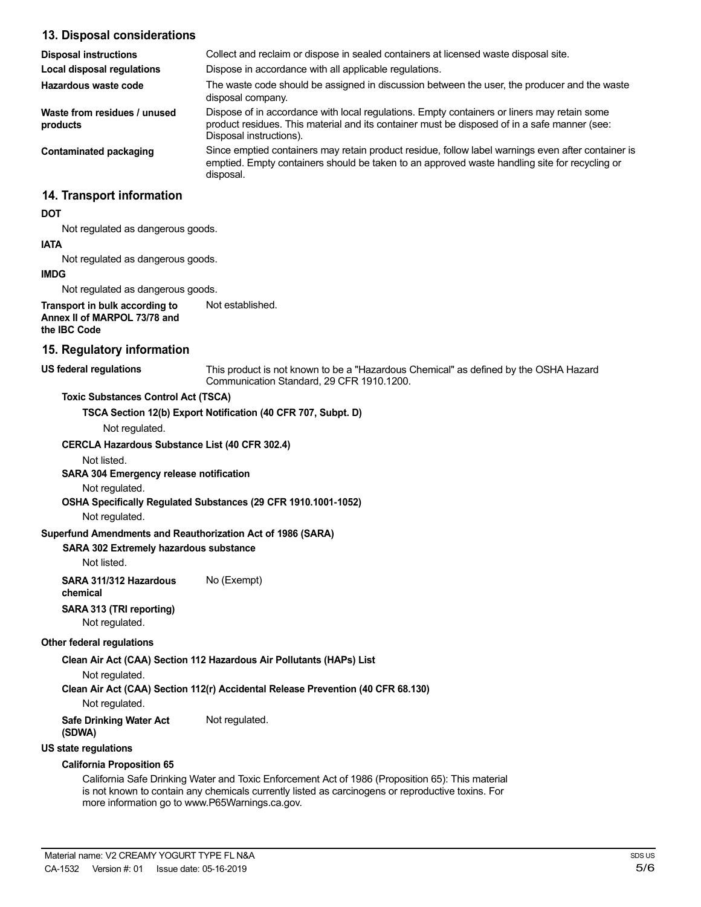## 13. Disposal considerations

**Disposal instructions** Collect and reclaim or dispose in sealed containers at licensed waste disposal site.

**Local disposal regulations** Dispose in accordance with all applicable regulations.

**Hazardous waste code** The waste code should be assigned in discussion between the user, the producer and the waste disposal company.

**Waste from residues / unused products** Dispose of in accordance with local regulations. Empty containers or liners may retain some product residues. This material and its container must be disposed of in a safe manner (see: Disposal instructions).

**Contaminated packaging** Since emptied containers may retain product residue, follow label warnings even after container is emptied. Empty containers should be taken to an approved waste handling site for recycling or disposal.

## 14. Transport information

**DOT**

Not regulated as dangerous goods.

**IATA**

Not regulated as dangerous goods.

**IMDG**

Not regulated as dangerous goods.

**Transport in bulk according to Annex II of MARPOL 73/78 and the IBC Code** Not established.

## 15. Regulatory information

**US federal regulations** This product is not known to be a "Hazardous Chemical" as defined by the OSHA Hazard Communication Standard, 29 CFR 1910.1200.

**Toxic Substances Control Act (TSCA)**

**TSCA Section 12(b) Export Notification (40 CFR 707, Subpt. D)**

Not regulated.

**CERCLA Hazardous Substance List (40 CFR 302.4)**

Not listed.

**SARA 304 Emergency release notification**

Not regulated.

**OSHA Specifically Regulated Substances (29 CFR 1910.1001-1052)**

Not regulated.

**Superfund Amendments and Reauthorization Act of 1986 (SARA)**

**SARA 302 Extremely hazardous substance**

Not listed.

**SARA 311/312 Hazardous chemical** No (Exempt)

**SARA 313 (TRI reporting)**

Not regulated.

**Other federal regulations**

**Clean Air Act (CAA) Section 112 Hazardous Air Pollutants (HAPs) List**

Not regulated.

**Clean Air Act (CAA) Section 112(r) Accidental Release Prevention (40 CFR 68.130)**

Not regulated.

**Safe Drinking Water Act (SDWA)** Not regulated.

**US state regulations**

**California Proposition 65**

California Safe Drinking Water and Toxic Enforcement Act of 1986 (Proposition 65): This material is not known to contain any chemicals currently listed as carcinogens or reproductive toxins. For more information go to www.P65Warnings.ca.gov.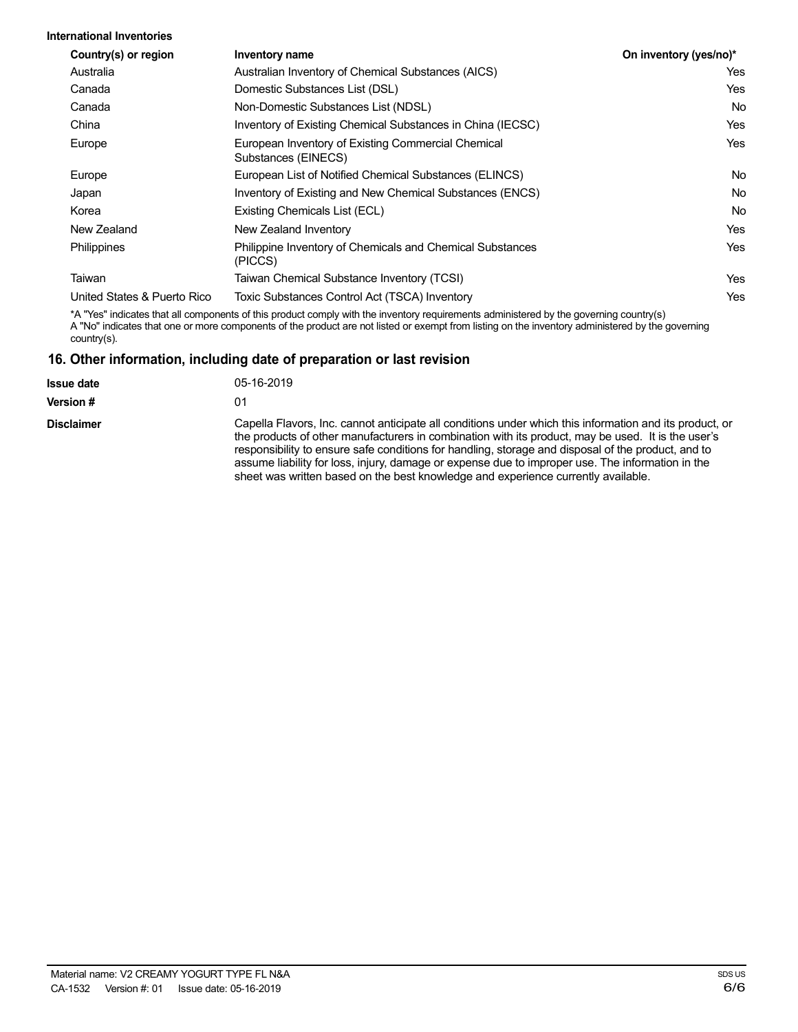**International Inventories**

| Country(s) or region | Inventory name | On inventory (yes/no)* |
|---|---|---|
| Australia | Australian Inventory of Chemical Substances (AICS) | Yes |
| Canada | Domestic Substances List (DSL) | Yes |
| Canada | Non-Domestic Substances List (NDSL) | No |
| China | Inventory of Existing Chemical Substances in China (IECSC) | Yes |
| Europe | European Inventory of Existing Commercial Chemical Substances (EINECS) | Yes |
| Europe | European List of Notified Chemical Substances (ELINCS) | No |
| Japan | Inventory of Existing and New Chemical Substances (ENCS) | No |
| Korea | Existing Chemicals List (ECL) | No |
| New Zealand | New Zealand Inventory | Yes |
| Philippines | Philippine Inventory of Chemicals and Chemical Substances (PICCS) | Yes |
| Taiwan | Taiwan Chemical Substance Inventory (TCSI) | Yes |
| United States & Puerto Rico | Toxic Substances Control Act (TSCA) Inventory | Yes |

*A "Yes" indicates that all components of this product comply with the inventory requirements administered by the governing country(s)
A "No" indicates that one or more components of the product are not listed or exempt from listing on the inventory administered by the governing country(s).

## 16. Other information, including date of preparation or last revision

**Issue date** 05-16-2019

**Version #** 01

**Disclaimer** Capella Flavors, Inc. cannot anticipate all conditions under which this information and its product, or the products of other manufacturers in combination with its product, may be used. It is the user's responsibility to ensure safe conditions for handling, storage and disposal of the product, and to assume liability for loss, injury, damage or expense due to improper use. The information in the sheet was written based on the best knowledge and experience currently available.